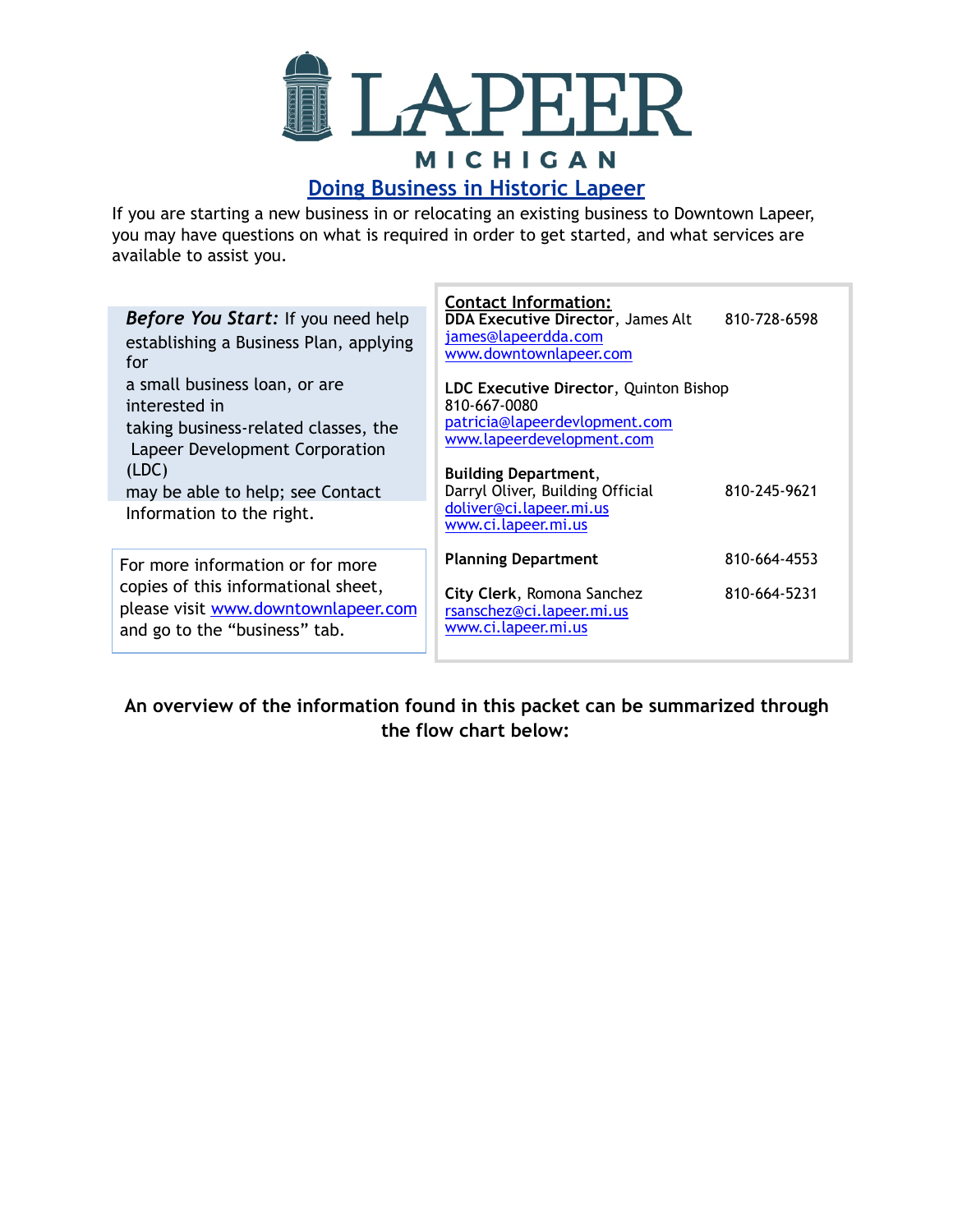# LAPEER
## MICHIGAN

## Doing Business in Historic Lapeer

If you are starting a new business in or relocating an existing business to Downtown Lapeer, you may have questions on what is required in order to get started, and what services are available to assist you.

***Before You Start:*** If you need help establishing a Business Plan, applying for a small business loan, or are interested in taking business-related classes, the Lapeer Development Corporation (LDC) may be able to help; see Contact Information to the right.

For more information or for more copies of this informational sheet, please visit www.downtownlapeer.com and go to the "business" tab.

**Contact Information:**

**DDA Executive Director**, James Alt 810-728-6598
james@lapeerdda.com
www.downtownlapeer.com

**LDC Executive Director**, Quinton Bishop
810-667-0080
patricia@lapeerdevlopment.com
www.lapeerdevelopment.com

**Building Department**,
Darryl Oliver, Building Official 810-245-9621
doliver@ci.lapeer.mi.us
www.ci.lapeer.mi.us

**Planning Department** 810-664-4553

**City Clerk**, Romona Sanchez 810-664-5231
rsanschez@ci.lapeer.mi.us
www.ci.lapeer.mi.us

**An overview of the information found in this packet can be summarized through the flow chart below:**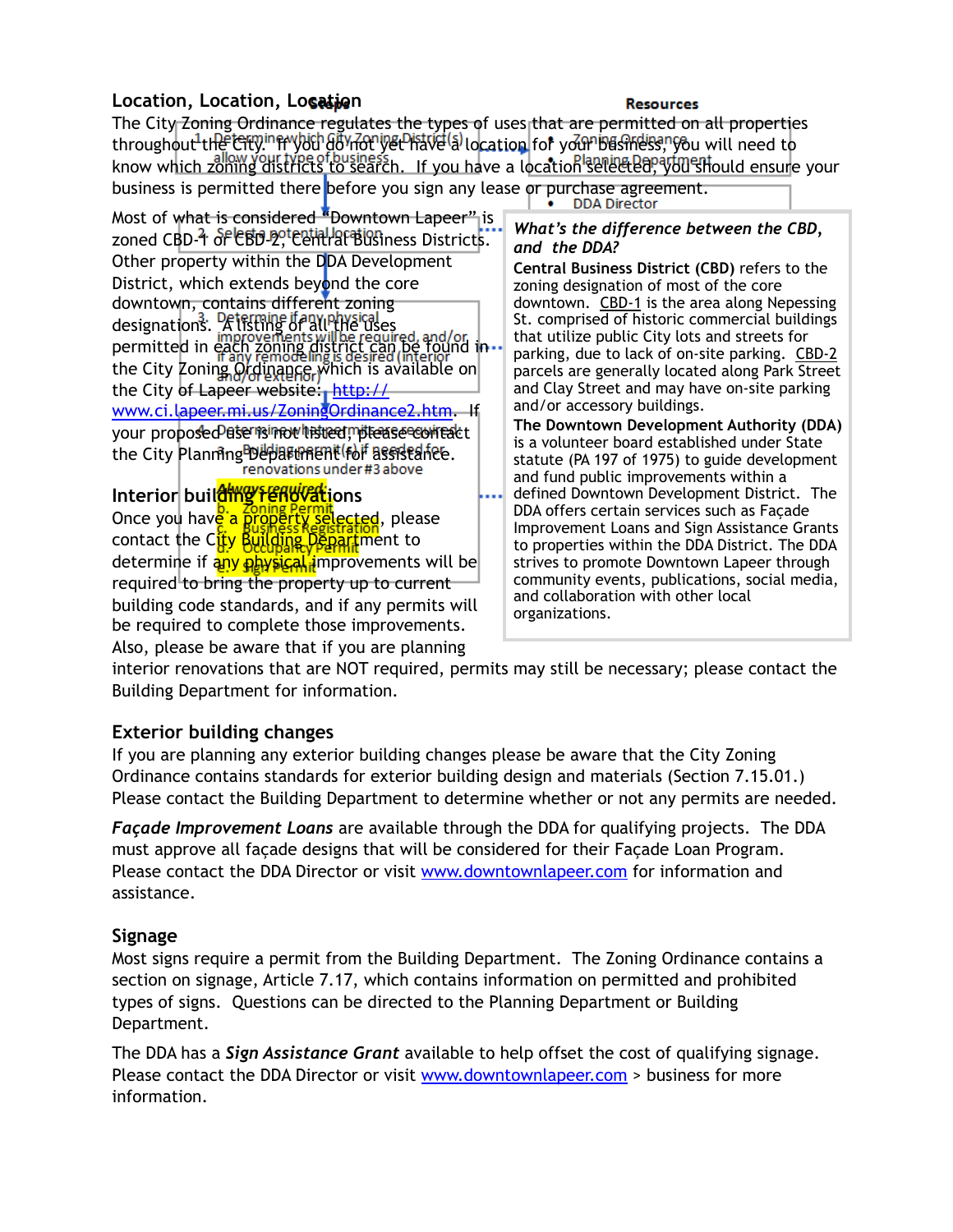## Location, Location, Location

The City Zoning Ordinance regulates the types of uses that are permitted on all properties throughout the City. If you do not yet have a location for your business, you will need to know which zoning districts to search. If you have a location selected, you should ensure your business is permitted there before you sign any lease or purchase agreement.

Most of what is considered "Downtown Lapeer" is zoned CBD-1 or CBD-2, Central Business Districts. Other property within the DDA Development District, which extends beyond the core downtown, contains different zoning designations. A listing of all the uses permitted in each zoning district can be found in the City Zoning Ordinance, which is available on the City of Lapeer website: http://www.ci.lapeer.mi.us/ZoningOrdinance2.htm. If your proposed use is not listed, please contact the City Planning Department for assistance.

### What's the difference between the CBD, and the DDA?

**Central Business District (CBD)** refers to the zoning designation of most of the core downtown. CBD-1 is the area along Nepessing St. comprised of historic commercial buildings that utilize public City lots and streets for parking, due to lack of on-site parking. CBD-2 parcels are generally located along Park Street and Clay Street and may have on-site parking and/or accessory buildings.

**The Downtown Development Authority (DDA)** is a volunteer board established under State statute (PA 197 of 1975) to guide development and fund public improvements within a defined Downtown Development District. The DDA offers certain services such as Façade Improvement Loans and Sign Assistance Grants to properties within the DDA District. The DDA strives to promote Downtown Lapeer through community events, publications, social media, and collaboration with other local organizations.

## Interior building renovations

Once you have a property selected, please contact the City Building Department to determine if any physical improvements will be required to bring the property up to current building code standards, and if any permits will be required to complete those improvements. Also, please be aware that if you are planning interior renovations that are NOT required, permits may still be necessary; please contact the Building Department for information.

## Exterior building changes

If you are planning any exterior building changes please be aware that the City Zoning Ordinance contains standards for exterior building design and materials (Section 7.15.01.) Please contact the Building Department to determine whether or not any permits are needed.

***Façade Improvement Loans*** are available through the DDA for qualifying projects. The DDA must approve all façade designs that will be considered for their Façade Loan Program. Please contact the DDA Director or visit www.downtownlapeer.com for information and assistance.

## Signage

Most signs require a permit from the Building Department. The Zoning Ordinance contains a section on signage, Article 7.17, which contains information on permitted and prohibited types of signs. Questions can be directed to the Planning Department or Building Department.

The DDA has a ***Sign Assistance Grant*** available to help offset the cost of qualifying signage. Please contact the DDA Director or visit www.downtownlapeer.com > business for more information.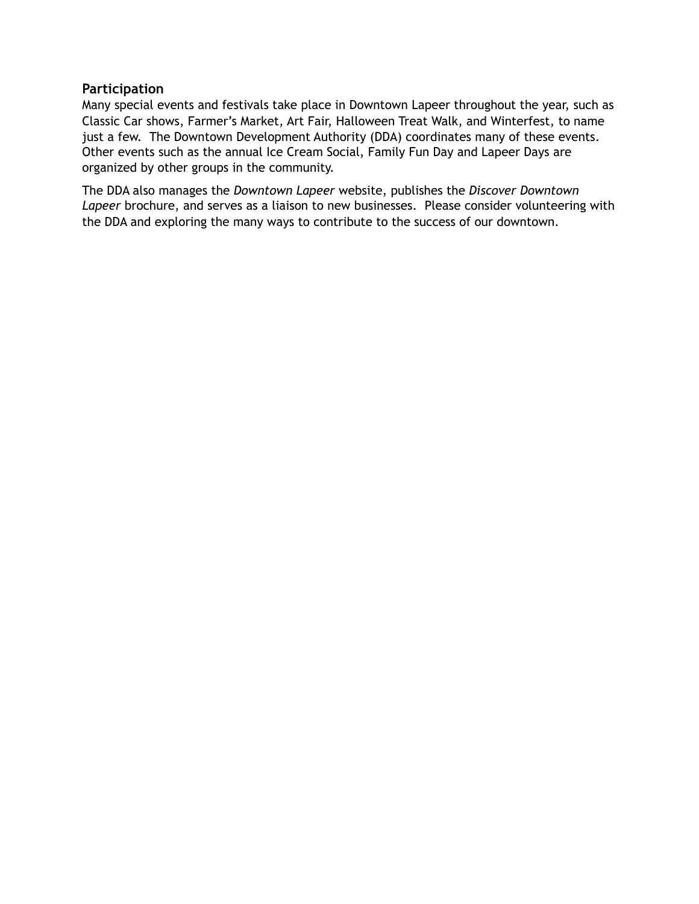## Participation

Many special events and festivals take place in Downtown Lapeer throughout the year, such as Classic Car shows, Farmer's Market, Art Fair, Halloween Treat Walk, and Winterfest, to name just a few. The Downtown Development Authority (DDA) coordinates many of these events. Other events such as the annual Ice Cream Social, Family Fun Day and Lapeer Days are organized by other groups in the community.

The DDA also manages the *Downtown Lapeer* website, publishes the *Discover Downtown Lapeer* brochure, and serves as a liaison to new businesses. Please consider volunteering with the DDA and exploring the many ways to contribute to the success of our downtown.